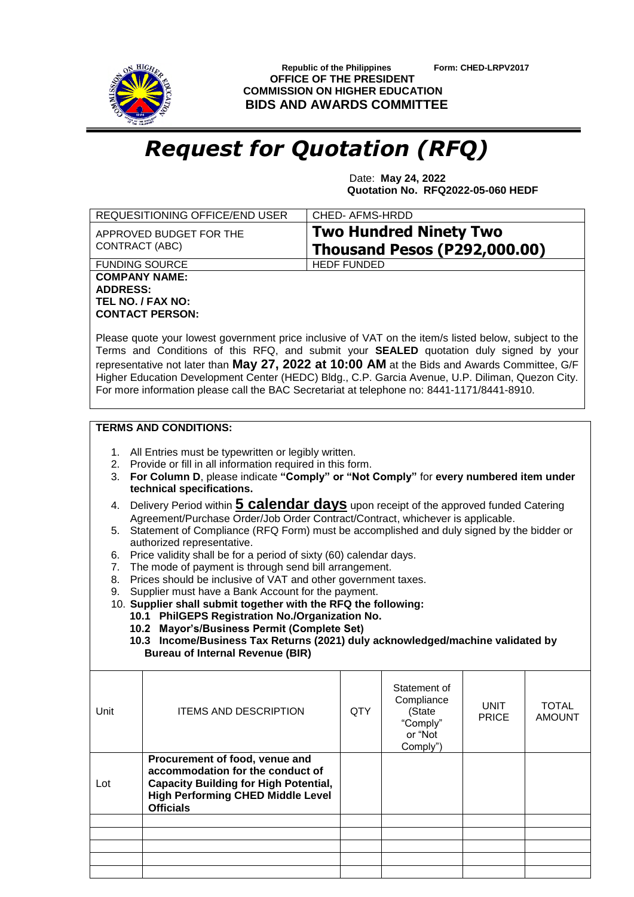Republic of the Philippines Form: CHED-LRPV2017

**OFFICE OF THE PRESIDENT**
**COMMISSION ON HIGHER EDUCATION**
**BIDS AND AWARDS COMMITTEE**

# *Request for Quotation (RFQ)*

Date: **May 24, 2022**
**Quotation No. RFQ2022-05-060 HEDF**

| REQUESITIONING OFFICE/END USER | CHED- AFMS-HRDD |
|---|---|
| APPROVED BUDGET FOR THE CONTRACT (ABC) | **Two Hundred Ninety Two Thousand Pesos (P292,000.00)** |
| FUNDING SOURCE | HEDF FUNDED |

**COMPANY NAME:**
**ADDRESS:**
**TEL NO. / FAX NO:**
**CONTACT PERSON:**

Please quote your lowest government price inclusive of VAT on the item/s listed below, subject to the Terms and Conditions of this RFQ, and submit your **SEALED** quotation duly signed by your representative not later than **May 27, 2022 at 10:00 AM** at the Bids and Awards Committee, G/F Higher Education Development Center (HEDC) Bldg., C.P. Garcia Avenue, U.P. Diliman, Quezon City. For more information please call the BAC Secretariat at telephone no: 8441-1171/8441-8910.

**TERMS AND CONDITIONS:**

1. All Entries must be typewritten or legibly written.
2. Provide or fill in all information required in this form.
3. **For Column D**, please indicate **"Comply" or "Not Comply"** for **every numbered item under technical specifications.**
4. Delivery Period within **5 calendar days** upon receipt of the approved funded Catering Agreement/Purchase Order/Job Order Contract/Contract, whichever is applicable.
5. Statement of Compliance (RFQ Form) must be accomplished and duly signed by the bidder or authorized representative.
6. Price validity shall be for a period of sixty (60) calendar days.
7. The mode of payment is through send bill arrangement.
8. Prices should be inclusive of VAT and other government taxes.
9. Supplier must have a Bank Account for the payment.
10. **Supplier shall submit together with the RFQ the following:**
    - **10.1 PhilGEPS Registration No./Organization No.**
    - **10.2 Mayor's/Business Permit (Complete Set)**
    - **10.3 Income/Business Tax Returns (2021) duly acknowledged/machine validated by Bureau of Internal Revenue (BIR)**

| Unit | ITEMS AND DESCRIPTION | QTY | Statement of Compliance (State "Comply" or "Not Comply") | UNIT PRICE | TOTAL AMOUNT |
|---|---|---|---|---|---|
| Lot | **Procurement of food, venue and accommodation for the conduct of Capacity Building for High Potential, High Performing CHED Middle Level Officials** | | | | |
| | | | | | |
| | | | | | |
| | | | | | |
| | | | | | |
| | | | | | |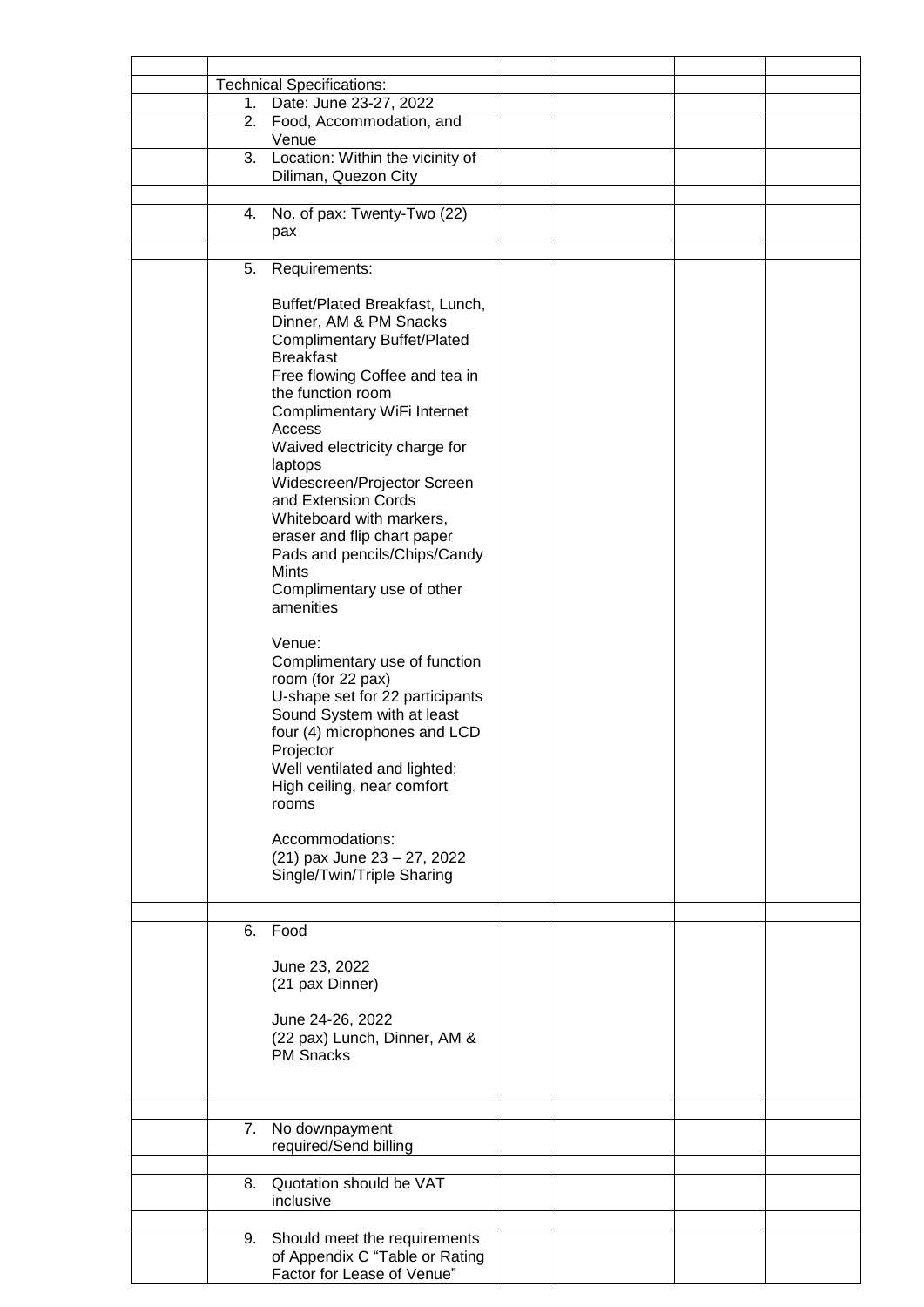| | | | | | |
|---|---|---|---|---|---|
| | Technical Specifications: | | | | |
| | 1. Date: June 23-27, 2022 | | | | |
| | 2. Food, Accommodation, and Venue | | | | |
| | 3. Location: Within the vicinity of Diliman, Quezon City | | | | |
| | | | | | |
| | 4. No. of pax: Twenty-Two (22) pax | | | | |
| | | | | | |
| | 5. Requirements:<br><br>Buffet/Plated Breakfast, Lunch, Dinner, AM & PM Snacks<br>Complimentary Buffet/Plated Breakfast<br>Free flowing Coffee and tea in the function room<br>Complimentary WiFi Internet Access<br>Waived electricity charge for laptops<br>Widescreen/Projector Screen and Extension Cords<br>Whiteboard with markers, eraser and flip chart paper<br>Pads and pencils/Chips/Candy Mints<br>Complimentary use of other amenities<br><br>Venue:<br>Complimentary use of function room (for 22 pax)<br>U-shape set for 22 participants<br>Sound System with at least four (4) microphones and LCD Projector<br>Well ventilated and lighted; High ceiling, near comfort rooms<br><br>Accommodations:<br>(21) pax June 23 – 27, 2022<br>Single/Twin/Triple Sharing | | | | |
| | | | | | |
| | 6. Food<br><br>June 23, 2022<br>(21 pax Dinner)<br><br>June 24-26, 2022<br>(22 pax) Lunch, Dinner, AM & PM Snacks | | | | |
| | | | | | |
| | 7. No downpayment required/Send billing | | | | |
| | | | | | |
| | 8. Quotation should be VAT inclusive | | | | |
| | | | | | |
| | 9. Should meet the requirements of Appendix C "Table or Rating Factor for Lease of Venue" | | | | |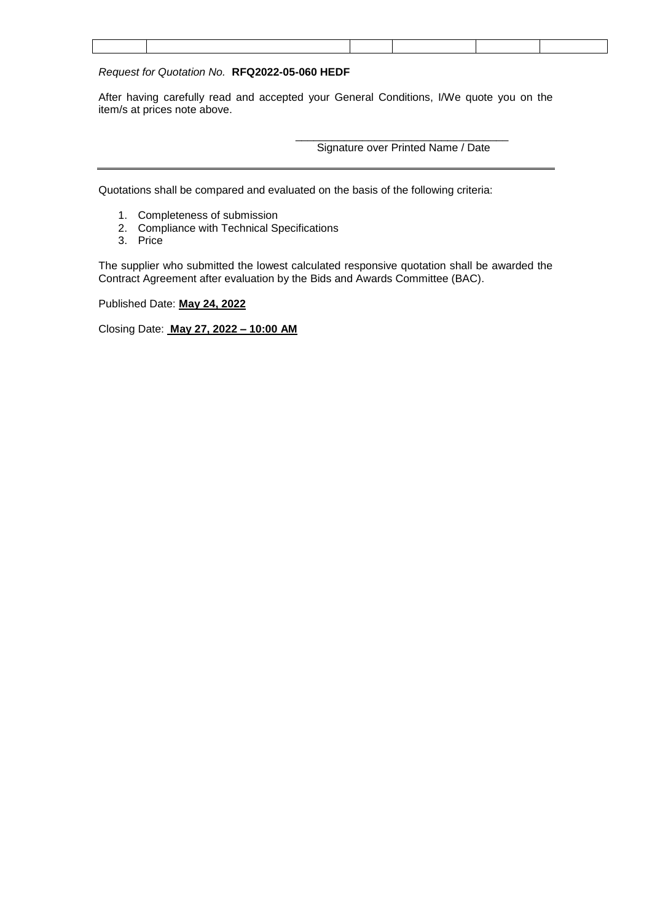| | | | | | |
|---|---|---|---|---|---|
| | | | | | |

*Request for Quotation No.* **RFQ2022-05-060 HEDF**

After having carefully read and accepted your General Conditions, I/We quote you on the item/s at prices note above.

\_\_\_\_\_\_\_\_\_\_\_\_\_\_\_\_\_\_\_\_\_\_\_\_\_\_\_\_\_\_\_\_\_\_\_\_
Signature over Printed Name / Date

---

Quotations shall be compared and evaluated on the basis of the following criteria:

1. Completeness of submission
2. Compliance with Technical Specifications
3. Price

The supplier who submitted the lowest calculated responsive quotation shall be awarded the Contract Agreement after evaluation by the Bids and Awards Committee (BAC).

Published Date: **May 24, 2022**

Closing Date: **May 27, 2022 – 10:00 AM**